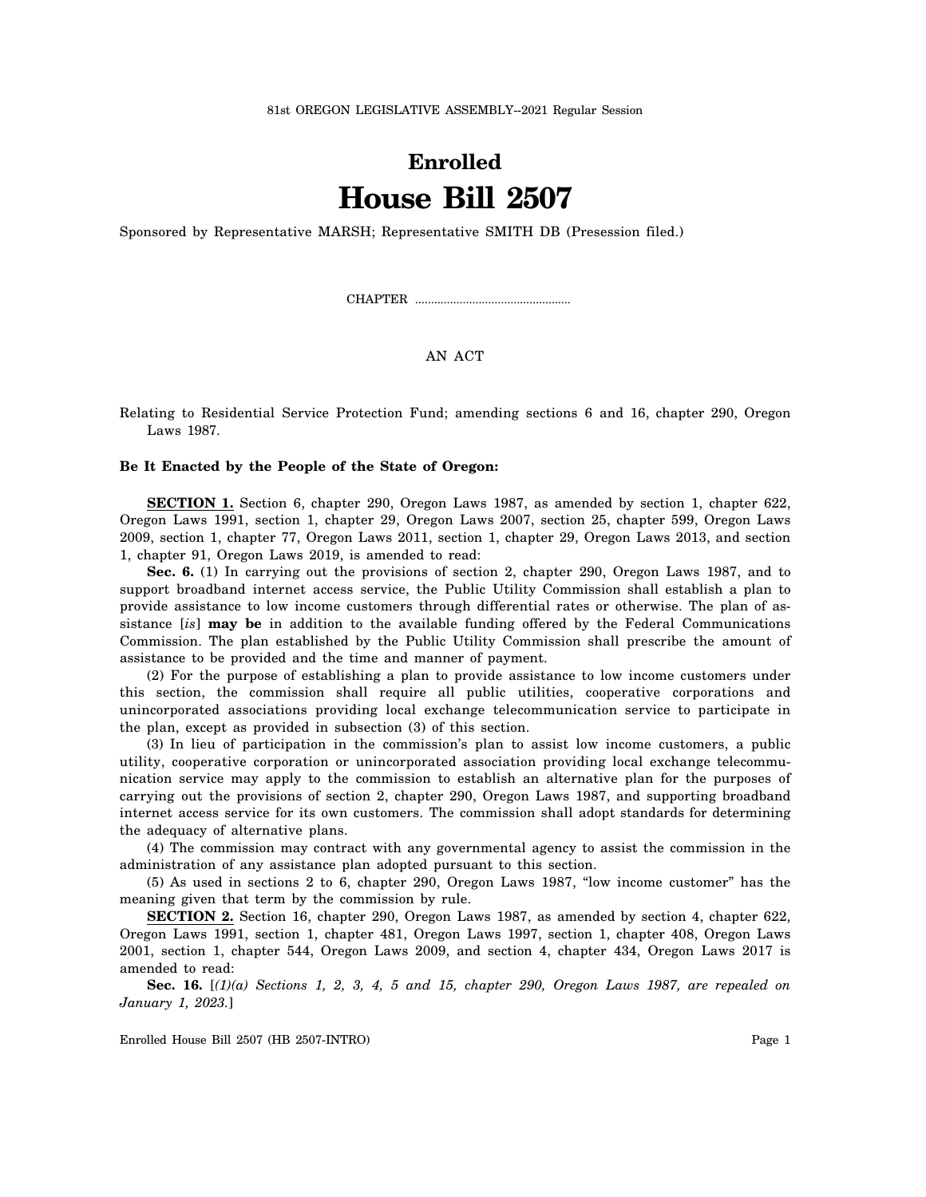81st OREGON LEGISLATIVE ASSEMBLY--2021 Regular Session

# Enrolled
# House Bill 2507

Sponsored by Representative MARSH; Representative SMITH DB (Presession filed.)

CHAPTER .................................................

AN ACT

Relating to Residential Service Protection Fund; amending sections 6 and 16, chapter 290, Oregon Laws 1987.

**Be It Enacted by the People of the State of Oregon:**

**SECTION 1.** Section 6, chapter 290, Oregon Laws 1987, as amended by section 1, chapter 622, Oregon Laws 1991, section 1, chapter 29, Oregon Laws 2007, section 25, chapter 599, Oregon Laws 2009, section 1, chapter 77, Oregon Laws 2011, section 1, chapter 29, Oregon Laws 2013, and section 1, chapter 91, Oregon Laws 2019, is amended to read:

**Sec. 6.** (1) In carrying out the provisions of section 2, chapter 290, Oregon Laws 1987, and to support broadband internet access service, the Public Utility Commission shall establish a plan to provide assistance to low income customers through differential rates or otherwise. The plan of assistance [*is*] **may be** in addition to the available funding offered by the Federal Communications Commission. The plan established by the Public Utility Commission shall prescribe the amount of assistance to be provided and the time and manner of payment.

(2) For the purpose of establishing a plan to provide assistance to low income customers under this section, the commission shall require all public utilities, cooperative corporations and unincorporated associations providing local exchange telecommunication service to participate in the plan, except as provided in subsection (3) of this section.

(3) In lieu of participation in the commission's plan to assist low income customers, a public utility, cooperative corporation or unincorporated association providing local exchange telecommunication service may apply to the commission to establish an alternative plan for the purposes of carrying out the provisions of section 2, chapter 290, Oregon Laws 1987, and supporting broadband internet access service for its own customers. The commission shall adopt standards for determining the adequacy of alternative plans.

(4) The commission may contract with any governmental agency to assist the commission in the administration of any assistance plan adopted pursuant to this section.

(5) As used in sections 2 to 6, chapter 290, Oregon Laws 1987, "low income customer" has the meaning given that term by the commission by rule.

**SECTION 2.** Section 16, chapter 290, Oregon Laws 1987, as amended by section 4, chapter 622, Oregon Laws 1991, section 1, chapter 481, Oregon Laws 1997, section 1, chapter 408, Oregon Laws 2001, section 1, chapter 544, Oregon Laws 2009, and section 4, chapter 434, Oregon Laws 2017 is amended to read:

**Sec. 16.** [*(1)(a) Sections 1, 2, 3, 4, 5 and 15, chapter 290, Oregon Laws 1987, are repealed on January 1, 2023.*]

Enrolled House Bill 2507 (HB 2507-INTRO)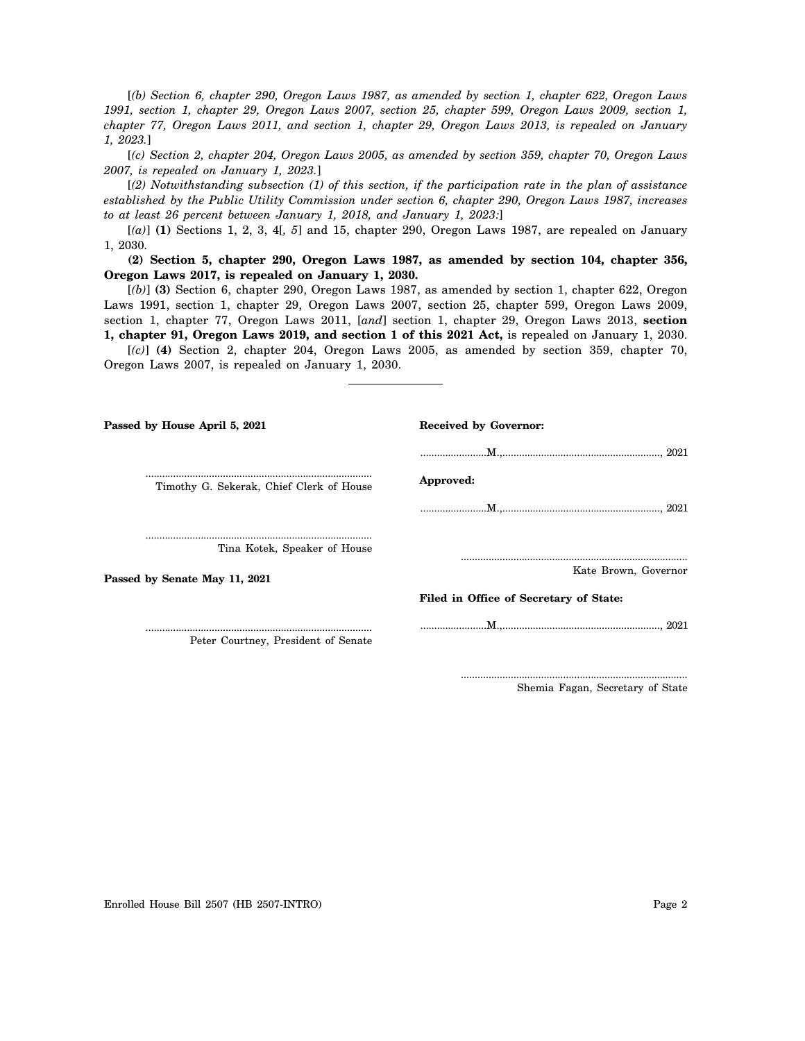[*(b) Section 6, chapter 290, Oregon Laws 1987, as amended by section 1, chapter 622, Oregon Laws 1991, section 1, chapter 29, Oregon Laws 2007, section 25, chapter 599, Oregon Laws 2009, section 1, chapter 77, Oregon Laws 2011, and section 1, chapter 29, Oregon Laws 2013, is repealed on January 1, 2023.*]

[*(c) Section 2, chapter 204, Oregon Laws 2005, as amended by section 359, chapter 70, Oregon Laws 2007, is repealed on January 1, 2023.*]

[*(2) Notwithstanding subsection (1) of this section, if the participation rate in the plan of assistance established by the Public Utility Commission under section 6, chapter 290, Oregon Laws 1987, increases to at least 26 percent between January 1, 2018, and January 1, 2023:*]

[*(a)*] **(1)** Sections 1, 2, 3, 4[*, 5*] and 15, chapter 290, Oregon Laws 1987, are repealed on January 1, 2030.

**(2) Section 5, chapter 290, Oregon Laws 1987, as amended by section 104, chapter 356, Oregon Laws 2017, is repealed on January 1, 2030.**

[*(b)*] **(3)** Section 6, chapter 290, Oregon Laws 1987, as amended by section 1, chapter 622, Oregon Laws 1991, section 1, chapter 29, Oregon Laws 2007, section 25, chapter 599, Oregon Laws 2009, section 1, chapter 77, Oregon Laws 2011, [*and*] section 1, chapter 29, Oregon Laws 2013, **section 1, chapter 91, Oregon Laws 2019, and section 1 of this 2021 Act,** is repealed on January 1, 2030.

[*(c)*] **(4)** Section 2, chapter 204, Oregon Laws 2005, as amended by section 359, chapter 70, Oregon Laws 2007, is repealed on January 1, 2030.

---

**Passed by House April 5, 2021**

..................................................................................
Timothy G. Sekerak, Chief Clerk of House

..................................................................................
Tina Kotek, Speaker of House

**Passed by Senate May 11, 2021**

..................................................................................
Peter Courtney, President of Senate

**Received by Governor:**

........................M.,.........................................................., 2021

**Approved:**

........................M.,.........................................................., 2021

..................................................................................
Kate Brown, Governor

**Filed in Office of Secretary of State:**

........................M.,.........................................................., 2021

..................................................................................
Shemia Fagan, Secretary of State